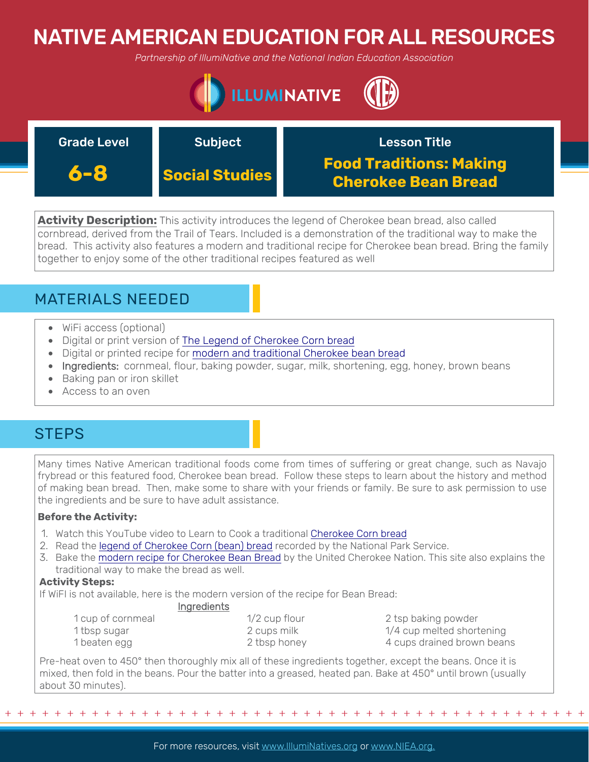# NATIVE AMERICAN EDUCATION FOR ALL RESOURCES

*Partnership of IllumiNative and the National Indian Education Association*

| Grade Level | Subject | Lesson Title |
|---|---|---|
| **6-8** | **Social Studies** | **Food Traditions: Making Cherokee Bean Bread** |

**Activity Description:** This activity introduces the legend of Cherokee bean bread, also called cornbread, derived from the Trail of Tears. Included is a demonstration of the traditional way to make the bread. This activity also features a modern and traditional recipe for Cherokee bean bread. Bring the family together to enjoy some of the other traditional recipes featured as well

## MATERIALS NEEDED

- WiFi access (optional)
- Digital or print version of The Legend of Cherokee Corn bread
- Digital or printed recipe for modern and traditional Cherokee bean bread
- Ingredients: cornmeal, flour, baking powder, sugar, milk, shortening, egg, honey, brown beans
- Baking pan or iron skillet
- Access to an oven

## STEPS

Many times Native American traditional foods come from times of suffering or great change, such as Navajo frybread or this featured food, Cherokee bean bread. Follow these steps to learn about the history and method of making bean bread. Then, make some to share with your friends or family. Be sure to ask permission to use the ingredients and be sure to have adult assistance.

**Before the Activity:**

1. Watch this YouTube video to Learn to Cook a traditional Cherokee Corn bread
2. Read the legend of Cherokee Corn (bean) bread recorded by the National Park Service.
3. Bake the modern recipe for Cherokee Bean Bread by the United Cherokee Nation. This site also explains the traditional way to make the bread as well.

**Activity Steps:**

If WiFI is not available, here is the modern version of the recipe for Bean Bread:

Ingredients

- 1 cup of cornmeal
- 1 tbsp sugar
- 1 beaten egg
- 1/2 cup flour
- 2 cups milk
- 2 tbsp honey
- 2 tsp baking powder
- 1/4 cup melted shortening
- 4 cups drained brown beans

Pre-heat oven to 450° then thoroughly mix all of these ingredients together, except the beans. Once it is mixed, then fold in the beans. Pour the batter into a greased, heated pan. Bake at 450° until brown (usually about 30 minutes).

For more resources, visit www.IllumiNatives.org or www.NIEA.org.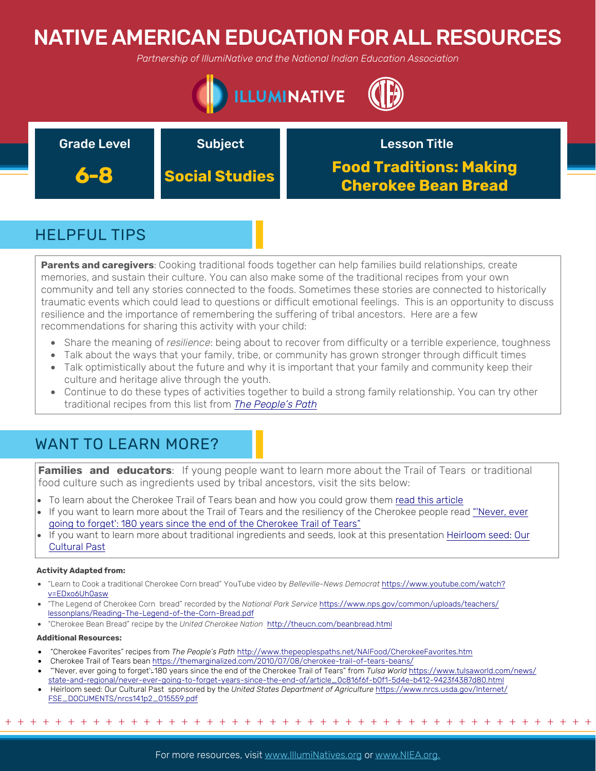# NATIVE AMERICAN EDUCATION FOR ALL RESOURCES

*Partnership of IllumiNative and the National Indian Education Association*

| Grade Level | Subject | Lesson Title |
|---|---|---|
| **6-8** | **Social Studies** | **Food Traditions: Making Cherokee Bean Bread** |

## HELPFUL TIPS

**Parents and caregivers**: Cooking traditional foods together can help families build relationships, create memories, and sustain their culture. You can also make some of the traditional recipes from your own community and tell any stories connected to the foods. Sometimes these stories are connected to historically traumatic events which could lead to questions or difficult emotional feelings. This is an opportunity to discuss resilience and the importance of remembering the suffering of tribal ancestors. Here are a few recommendations for sharing this activity with your child:

- Share the meaning of *resilience*: being about to recover from difficulty or a terrible experience, toughness
- Talk about the ways that your family, tribe, or community has grown stronger through difficult times
- Talk optimistically about the future and why it is important that your family and community keep their culture and heritage alive through the youth.
- Continue to do these types of activities together to build a strong family relationship. You can try other traditional recipes from this list from *The People's Path*

## WANT TO LEARN MORE?

**Families and educators**: If young people want to learn more about the Trail of Tears or traditional food culture such as ingredients used by tribal ancestors, visit the sits below:

- To learn about the Cherokee Trail of Tears bean and how you could grow them read this article
- If you want to learn more about the Trail of Tears and the resiliency of the Cherokee people read "'Never, ever going to forget': 180 years since the end of the Cherokee Trail of Tears"
- If you want to learn more about traditional ingredients and seeds, look at this presentation Heirloom seed: Our Cultural Past

**Activity Adapted from:**

- "Learn to Cook a traditional Cherokee Corn bread" YouTube video by *Belleville-News Democrat* https://www.youtube.com/watch?v=EDxo6Uh0asw
- "The Legend of Cherokee Corn bread" recorded by the *National Park Service* https://www.nps.gov/common/uploads/teachers/lessonplans/Reading-The-Legend-of-the-Corn-Bread.pdf
- "Cherokee Bean Bread" recipe by the *United Cherokee Nation* http://theucn.com/beanbread.html

**Additional Resources:**

- "Cherokee Favorites" recipes from *The People's Path* http://www.thepeoplespaths.net/NAIFood/CherokeeFavorites.htm
- Cherokee Trail of Tears bean https://themarginalized.com/2010/07/08/cherokee-trail-of-tears-beans/
- "'Never, ever going to forget': 180 years since the end of the Cherokee Trail of Tears" from *Tulsa World* https://www.tulsaworld.com/news/state-and-regional/never-ever-going-to-forget-years-since-the-end-of/article_0c816f6f-b0f1-5d4e-b412-9423f4387d80.html
- Heirloom seed: Our Cultural Past sponsored by the *United States Department of Agriculture* https://www.nrcs.usda.gov/Internet/FSE_DOCUMENTS/nrcs141p2_015559.pdf

For more resources, visit www.IllumiNatives.org or www.NIEA.org.